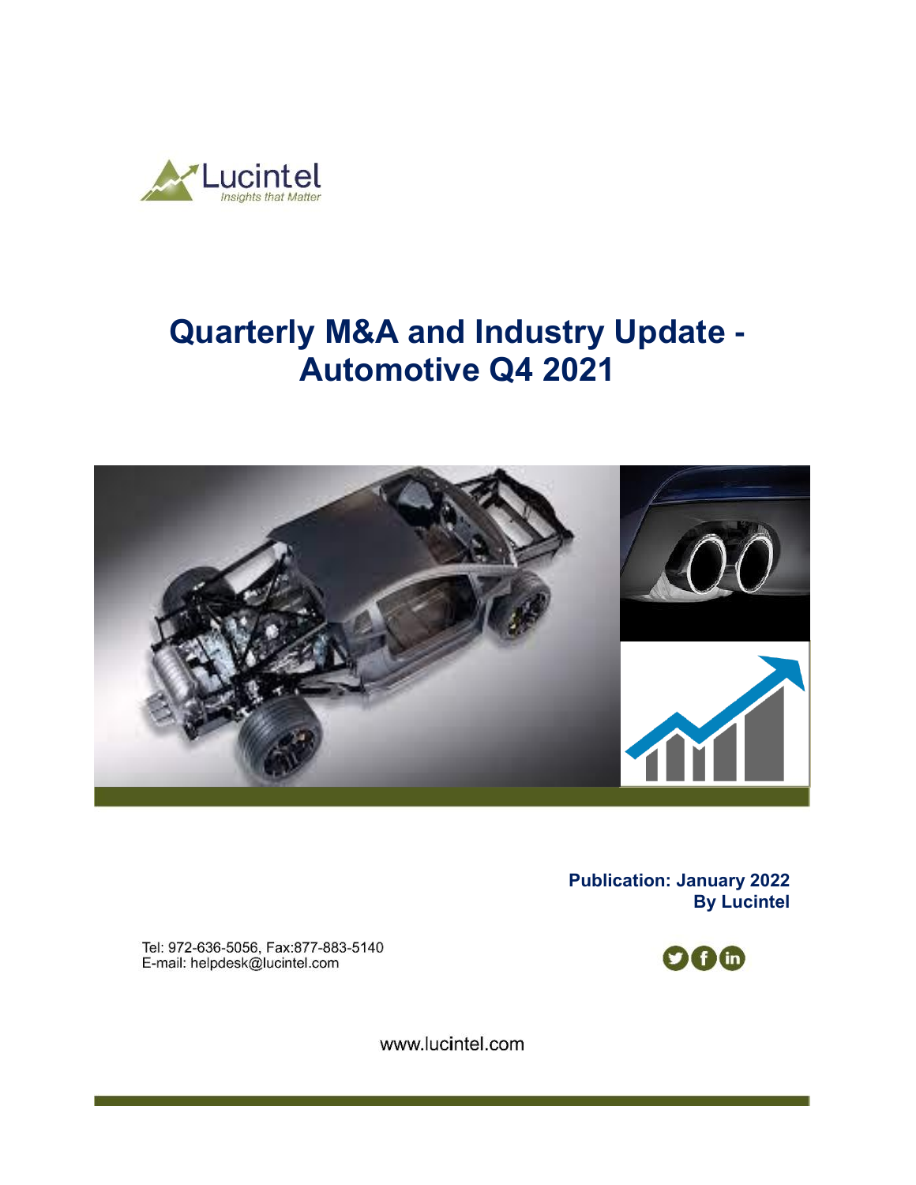Lucintel

*Insights that Matter*

# Quarterly M&A and Industry Update - Automotive Q4 2021

**Publication: January 2022**
**By Lucintel**

Tel: 972-636-5056, Fax:877-883-5140
E-mail: helpdesk@lucintel.com

www.lucintel.com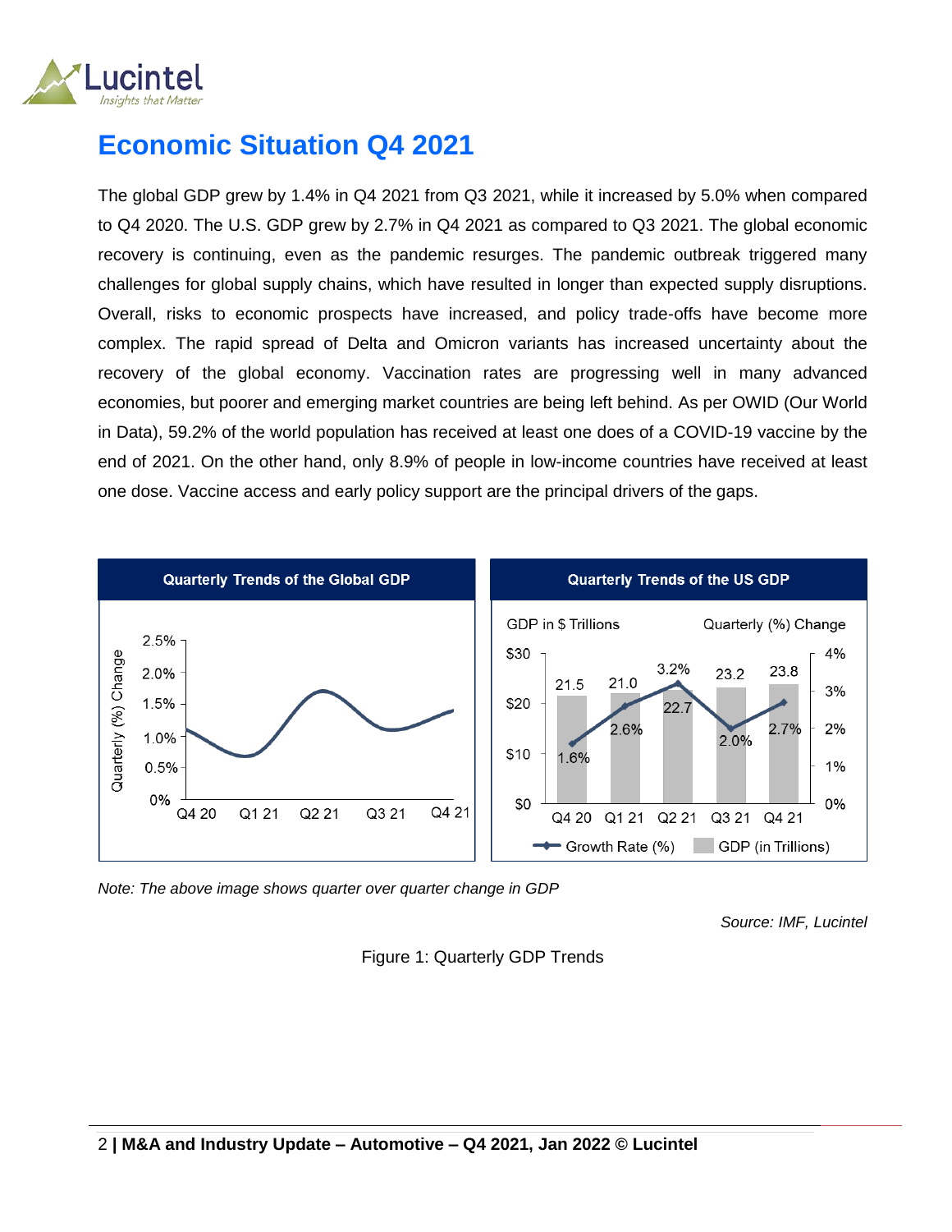# Economic Situation Q4 2021

The global GDP grew by 1.4% in Q4 2021 from Q3 2021, while it increased by 5.0% when compared to Q4 2020. The U.S. GDP grew by 2.7% in Q4 2021 as compared to Q3 2021. The global economic recovery is continuing, even as the pandemic resurges. The pandemic outbreak triggered many challenges for global supply chains, which have resulted in longer than expected supply disruptions. Overall, risks to economic prospects have increased, and policy trade-offs have become more complex. The rapid spread of Delta and Omicron variants has increased uncertainty about the recovery of the global economy. Vaccination rates are progressing well in many advanced economies, but poorer and emerging market countries are being left behind. As per OWID (Our World in Data), 59.2% of the world population has received at least one does of a COVID-19 vaccine by the end of 2021. On the other hand, only 8.9% of people in low-income countries have received at least one dose. Vaccine access and early policy support are the principal drivers of the gaps.

**Quarterly Trends of the Global GDP**

**Quarterly Trends of the US GDP**

| Quarter | GDP (in $ Trillions) | Growth Rate (%) |
|---|---|---|
| Q4 20 | 21.5 | 1.6% |
| Q1 21 | 21.0 | 2.6% |
| Q2 21 | 22.7 | 3.2% |
| Q3 21 | 23.2 | 2.0% |
| Q4 21 | 23.8 | 2.7% |

*Note: The above image shows quarter over quarter change in GDP*

*Source: IMF, Lucintel*

Figure 1: Quarterly GDP Trends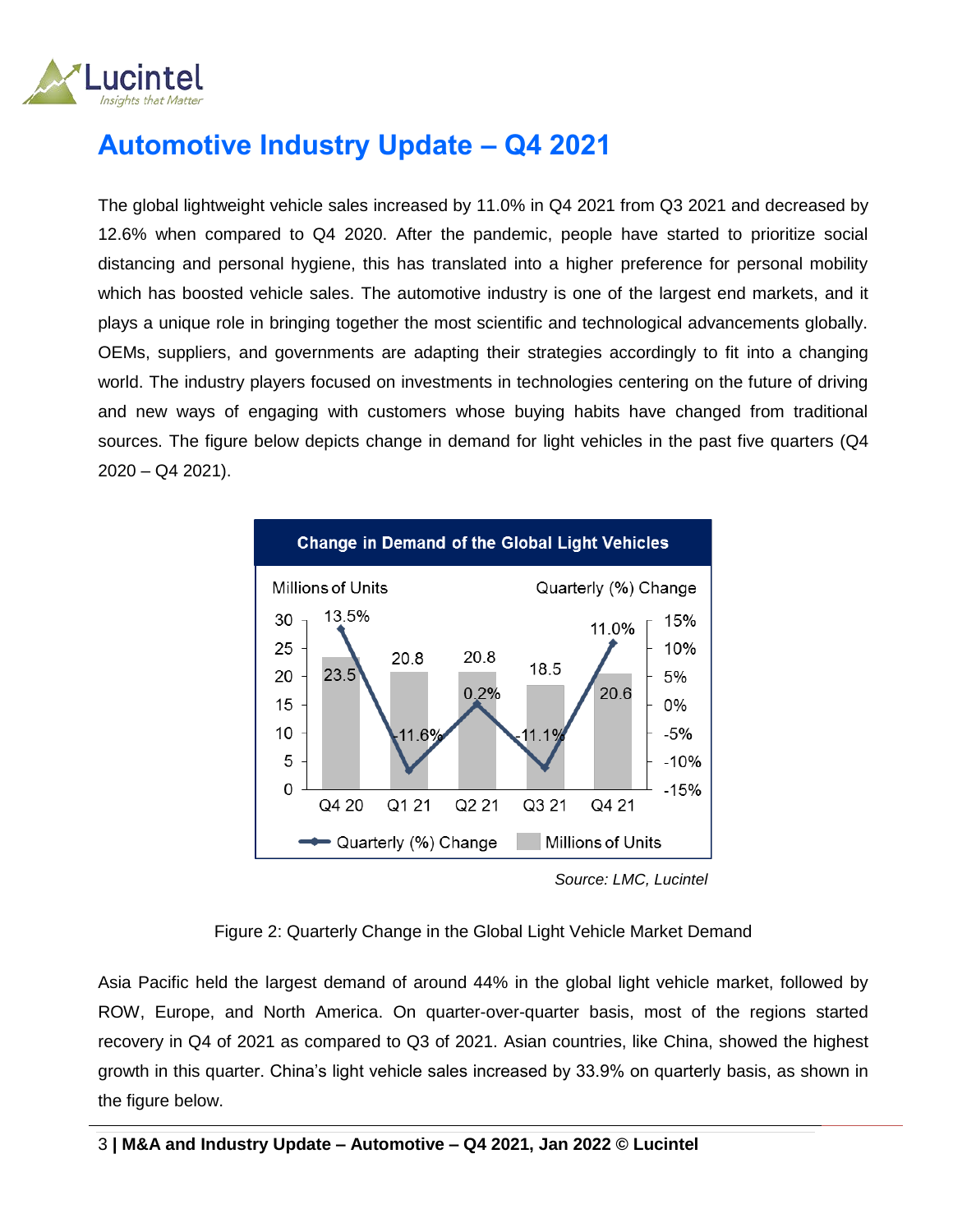# Automotive Industry Update – Q4 2021

The global lightweight vehicle sales increased by 11.0% in Q4 2021 from Q3 2021 and decreased by 12.6% when compared to Q4 2020. After the pandemic, people have started to prioritize social distancing and personal hygiene, this has translated into a higher preference for personal mobility which has boosted vehicle sales. The automotive industry is one of the largest end markets, and it plays a unique role in bringing together the most scientific and technological advancements globally. OEMs, suppliers, and governments are adapting their strategies accordingly to fit into a changing world. The industry players focused on investments in technologies centering on the future of driving and new ways of engaging with customers whose buying habits have changed from traditional sources. The figure below depicts change in demand for light vehicles in the past five quarters (Q4 2020 – Q4 2021).

**Change in Demand of the Global Light Vehicles**

| Quarter | Millions of Units | Quarterly (%) Change |
| --- | --- | --- |
| Q4 20 | 23.5 | 13.5% |
| Q1 21 | 20.8 | -11.6% |
| Q2 21 | 20.8 | 0.2% |
| Q3 21 | 18.5 | -11.1% |
| Q4 21 | 20.6 | 11.0% |

*Source: LMC, Lucintel*

Figure 2: Quarterly Change in the Global Light Vehicle Market Demand

Asia Pacific held the largest demand of around 44% in the global light vehicle market, followed by ROW, Europe, and North America. On quarter-over-quarter basis, most of the regions started recovery in Q4 of 2021 as compared to Q3 of 2021. Asian countries, like China, showed the highest growth in this quarter. China's light vehicle sales increased by 33.9% on quarterly basis, as shown in the figure below.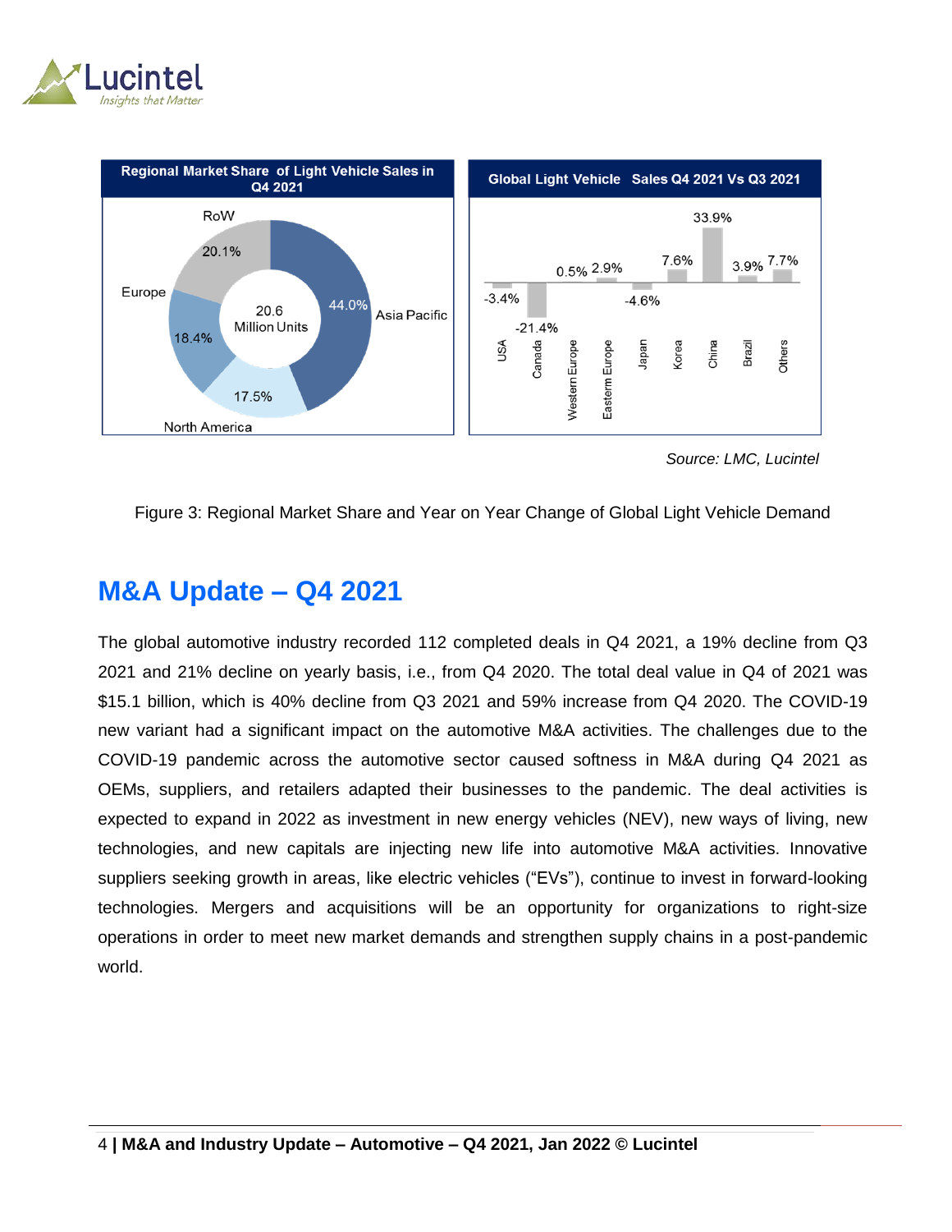Source: LMC, Lucintel

Figure 3: Regional Market Share and Year on Year Change of Global Light Vehicle Demand

## M&A Update – Q4 2021

The global automotive industry recorded 112 completed deals in Q4 2021, a 19% decline from Q3 2021 and 21% decline on yearly basis, i.e., from Q4 2020. The total deal value in Q4 of 2021 was $15.1 billion, which is 40% decline from Q3 2021 and 59% increase from Q4 2020. The COVID-19 new variant had a significant impact on the automotive M&A activities. The challenges due to the COVID-19 pandemic across the automotive sector caused softness in M&A during Q4 2021 as OEMs, suppliers, and retailers adapted their businesses to the pandemic. The deal activities is expected to expand in 2022 as investment in new energy vehicles (NEV), new ways of living, new technologies, and new capitals are injecting new life into automotive M&A activities. Innovative suppliers seeking growth in areas, like electric vehicles ("EVs"), continue to invest in forward-looking technologies. Mergers and acquisitions will be an opportunity for organizations to right-size operations in order to meet new market demands and strengthen supply chains in a post-pandemic world.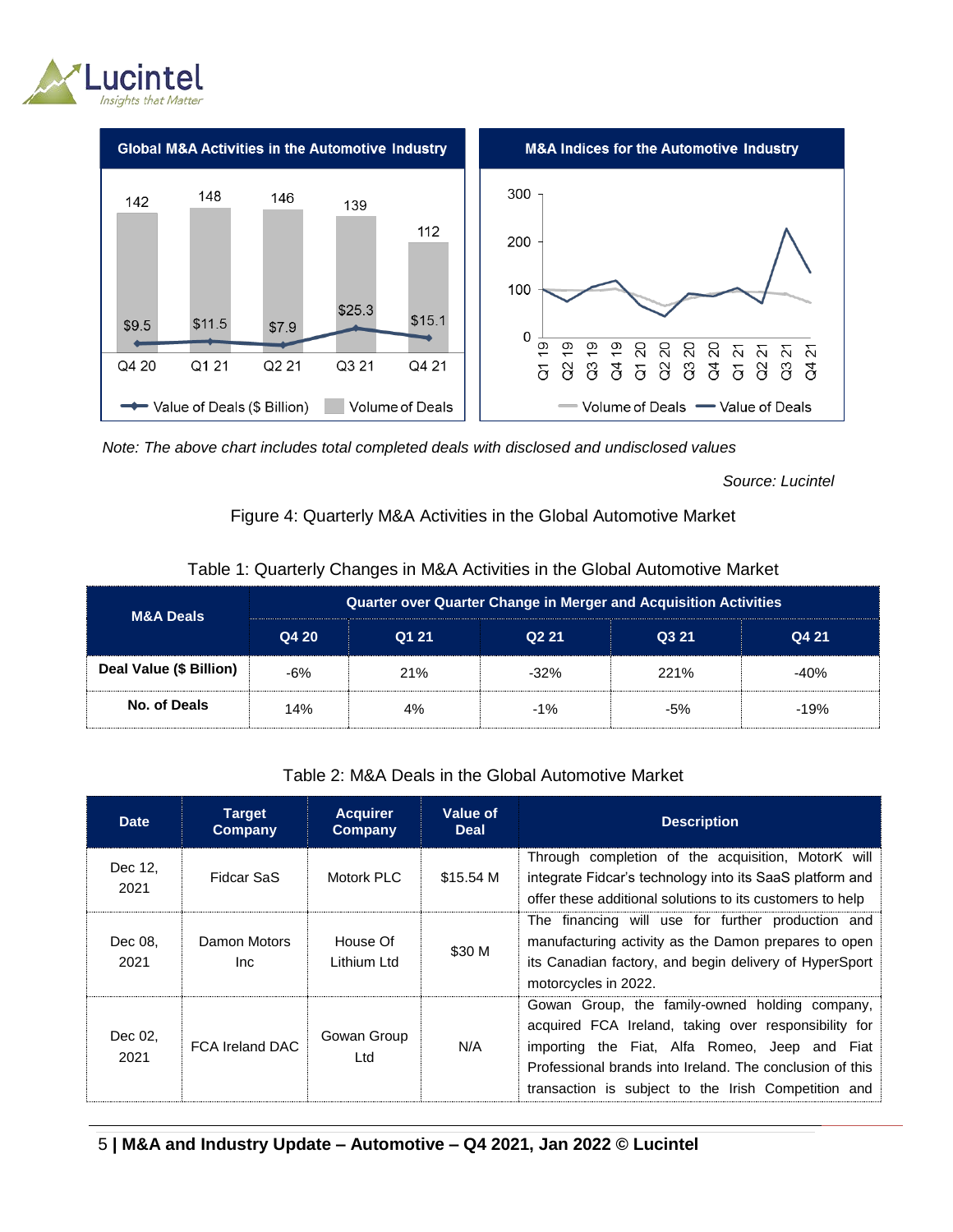**Global M&A Activities in the Automotive Industry**

| | Q4 20 | Q1 21 | Q2 21 | Q3 21 | Q4 21 |
|---|---|---|---|---|---|
| Volume of Deals | 142 | 148 | 146 | 139 | 112 |
| Value of Deals ($ Billion) | $9.5 | $11.5 | $7.9 | $25.3 | $15.1 |

**M&A Indices for the Automotive Industry**

*Note: The above chart includes total completed deals with disclosed and undisclosed values*

*Source: Lucintel*

Figure 4: Quarterly M&A Activities in the Global Automotive Market

Table 1: Quarterly Changes in M&A Activities in the Global Automotive Market

| M&A Deals | Quarter over Quarter Change in Merger and Acquisition Activities | | | | |
|---|---|---|---|---|---|
| | Q4 20 | Q1 21 | Q2 21 | Q3 21 | Q4 21 |
| **Deal Value ($ Billion)** | -6% | 21% | -32% | 221% | -40% |
| **No. of Deals** | 14% | 4% | -1% | -5% | -19% |

Table 2: M&A Deals in the Global Automotive Market

| Date | Target Company | Acquirer Company | Value of Deal | Description |
|---|---|---|---|---|
| Dec 12, 2021 | Fidcar SaS | Motork PLC | $15.54 M | Through completion of the acquisition, MotorK will integrate Fidcar's technology into its SaaS platform and offer these additional solutions to its customers to help |
| Dec 08, 2021 | Damon Motors Inc | House Of Lithium Ltd | $30 M | The financing will use for further production and manufacturing activity as the Damon prepares to open its Canadian factory, and begin delivery of HyperSport motorcycles in 2022. |
| Dec 02, 2021 | FCA Ireland DAC | Gowan Group Ltd | N/A | Gowan Group, the family-owned holding company, acquired FCA Ireland, taking over responsibility for importing the Fiat, Alfa Romeo, Jeep and Fiat Professional brands into Ireland. The conclusion of this transaction is subject to the Irish Competition and |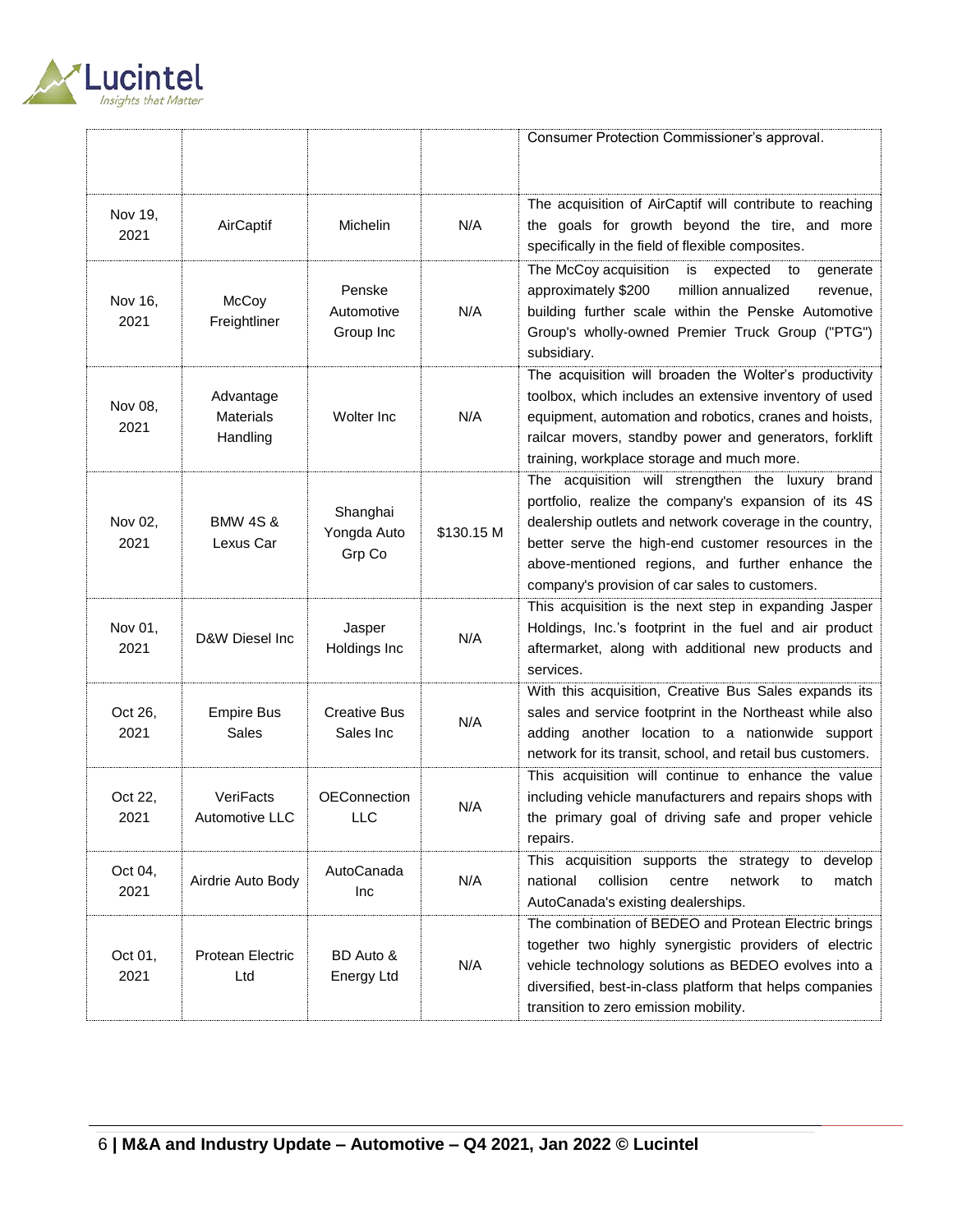| | | | | |
|---|---|---|---|---|
| | | | | Consumer Protection Commissioner's approval. |
| Nov 19, 2021 | AirCaptif | Michelin | N/A | The acquisition of AirCaptif will contribute to reaching the goals for growth beyond the tire, and more specifically in the field of flexible composites. |
| Nov 16, 2021 | McCoy Freightliner | Penske Automotive Group Inc | N/A | The McCoy acquisition is expected to generate approximately $200 million annualized revenue, building further scale within the Penske Automotive Group's wholly-owned Premier Truck Group ("PTG") subsidiary. |
| Nov 08, 2021 | Advantage Materials Handling | Wolter Inc | N/A | The acquisition will broaden the Wolter's productivity toolbox, which includes an extensive inventory of used equipment, automation and robotics, cranes and hoists, railcar movers, standby power and generators, forklift training, workplace storage and much more. |
| Nov 02, 2021 | BMW 4S & Lexus Car | Shanghai Yongda Auto Grp Co | $130.15 M | The acquisition will strengthen the luxury brand portfolio, realize the company's expansion of its 4S dealership outlets and network coverage in the country, better serve the high-end customer resources in the above-mentioned regions, and further enhance the company's provision of car sales to customers. |
| Nov 01, 2021 | D&W Diesel Inc | Jasper Holdings Inc | N/A | This acquisition is the next step in expanding Jasper Holdings, Inc.'s footprint in the fuel and air product aftermarket, along with additional new products and services. |
| Oct 26, 2021 | Empire Bus Sales | Creative Bus Sales Inc | N/A | With this acquisition, Creative Bus Sales expands its sales and service footprint in the Northeast while also adding another location to a nationwide support network for its transit, school, and retail bus customers. |
| Oct 22, 2021 | VeriFacts Automotive LLC | OEConnection LLC | N/A | This acquisition will continue to enhance the value including vehicle manufacturers and repairs shops with the primary goal of driving safe and proper vehicle repairs. |
| Oct 04, 2021 | Airdrie Auto Body | AutoCanada Inc | N/A | This acquisition supports the strategy to develop national collision centre network to match AutoCanada's existing dealerships. |
| Oct 01, 2021 | Protean Electric Ltd | BD Auto & Energy Ltd | N/A | The combination of BEDEO and Protean Electric brings together two highly synergistic providers of electric vehicle technology solutions as BEDEO evolves into a diversified, best-in-class platform that helps companies transition to zero emission mobility. |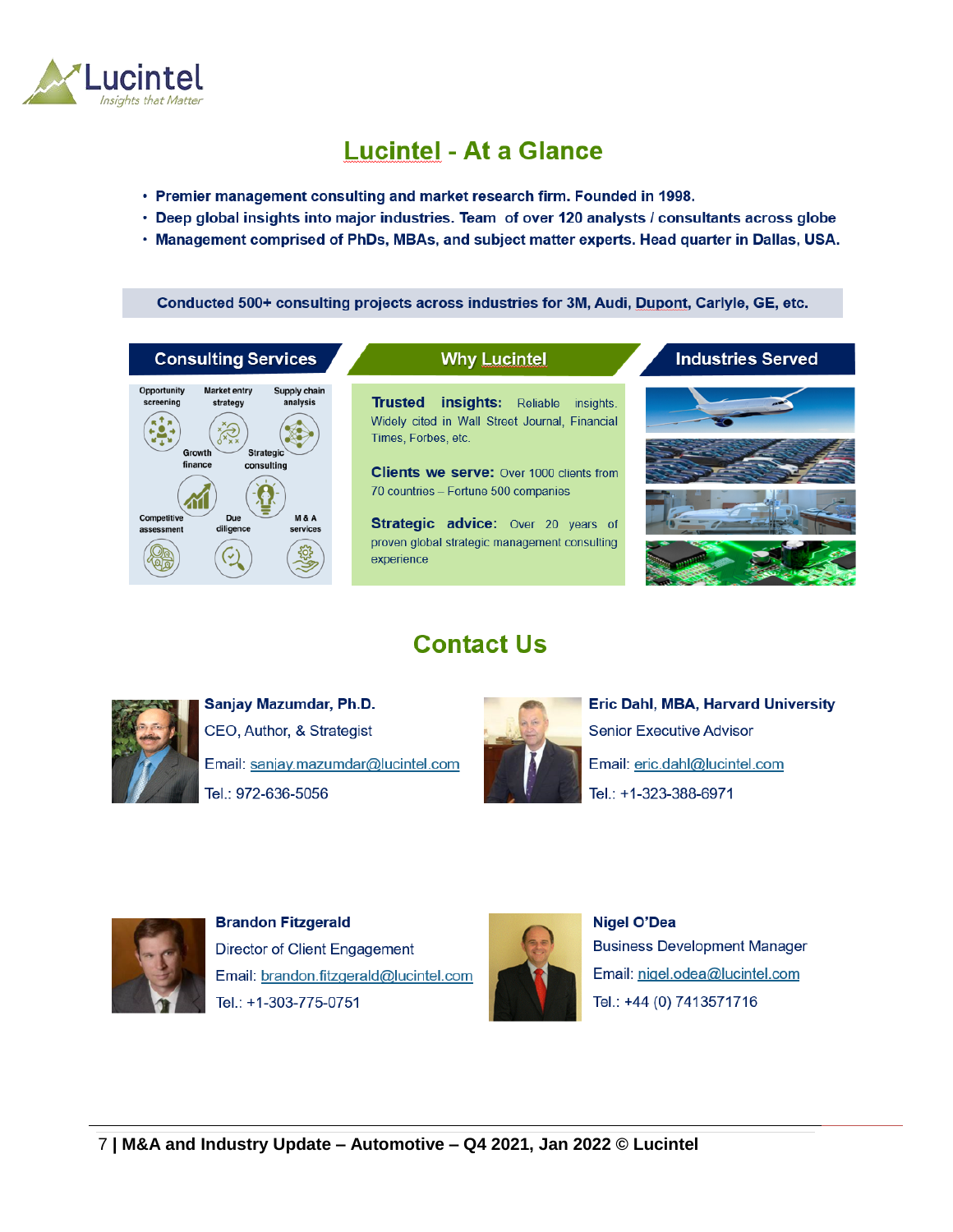## Lucintel - At a Glance

- Premier management consulting and market research firm. Founded in 1998.
- Deep global insights into major industries. Team of over 120 analysts / consultants across globe
- Management comprised of PhDs, MBAs, and subject matter experts. Head quarter in Dallas, USA.

**Conducted 500+ consulting projects across industries for 3M, Audi, Dupont, Carlyle, GE, etc.**

### Consulting Services

Opportunity screening

Market entry strategy

Supply chain analysis

Growth finance

Strategic consulting

Competitive assessment

Due diligence

M & A services

### Why Lucintel

**Trusted insights:** Reliable insights. Widely cited in Wall Street Journal, Financial Times, Forbes, etc.

**Clients we serve:** Over 1000 clients from 70 countries – Fortune 500 companies

**Strategic advice:** Over 20 years of proven global strategic management consulting experience

### Industries Served

## Contact Us

**Sanjay Mazumdar, Ph.D.**
CEO, Author, & Strategist
Email: sanjay.mazumdar@lucintel.com
Tel.: 972-636-5056

**Eric Dahl, MBA, Harvard University**
Senior Executive Advisor
Email: eric.dahl@lucintel.com
Tel.: +1-323-388-6971

**Brandon Fitzgerald**
Director of Client Engagement
Email: brandon.fitzgerald@lucintel.com
Tel.: +1-303-775-0751

**Nigel O'Dea**
Business Development Manager
Email: nigel.odea@lucintel.com
Tel.: +44 (0) 7413571716